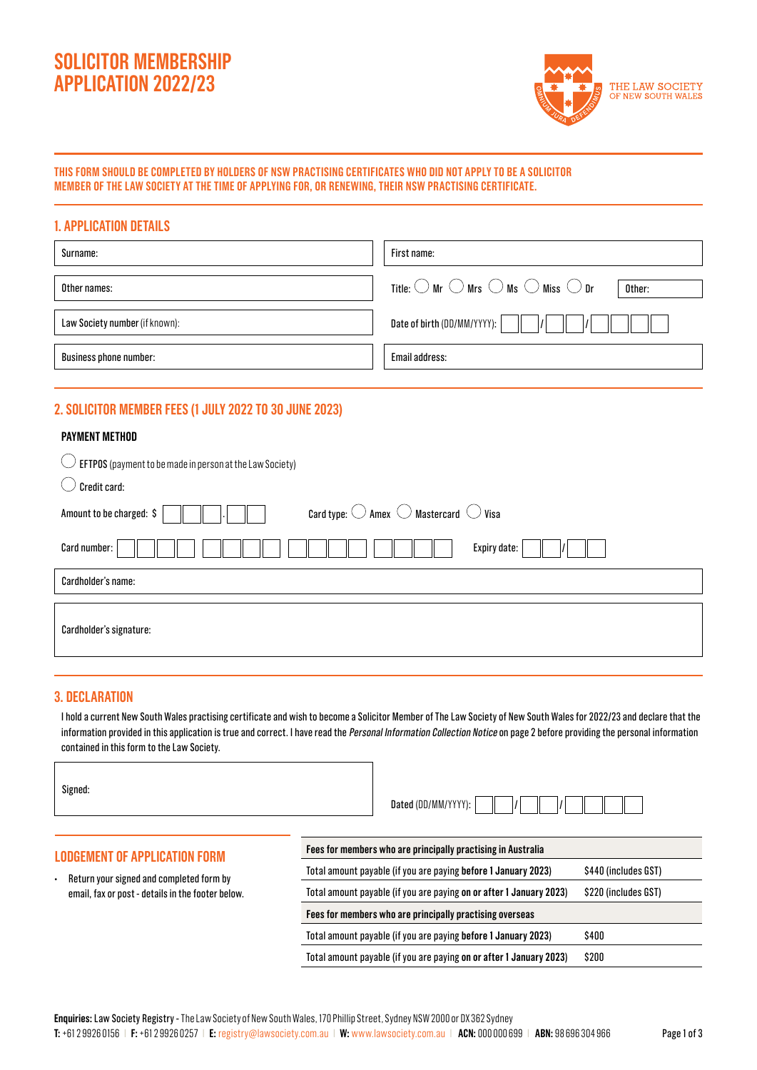# SOLICITOR MEMBERSHIP APPLICATION 2022/23

THE LAW SOCIETY OF NEW SOUTH WALES

**THIS FORM SHOULD BE COMPLETED BY HOLDERS OF NSW PRACTISING CERTIFICATES WHO DID NOT APPLY TO BE A SOLICITOR MEMBER OF THE LAW SOCIETY AT THE TIME OF APPLYING FOR, OR RENEWING, THEIR NSW PRACTISING CERTIFICATE.**

## 1. APPLICATION DETAILS

| | |
|---|---|
| Surname: | First name: |
| Other names: | Title: ◯ Mr ◯ Mrs ◯ Ms ◯ Miss ◯ Dr  Other: |
| Law Society number (if known): | Date of birth (DD/MM/YYYY): __ __ / __ __ / __ __ __ __ |
| Business phone number: | Email address: |

## 2. SOLICITOR MEMBER FEES (1 JULY 2022 TO 30 JUNE 2023)

**PAYMENT METHOD**

◯ **EFTPOS** (payment to be made in person at the Law Society)

◯ Credit card:

Amount to be charged: $ __ __ __ . __ __  Card type: ◯ Amex ◯ Mastercard ◯ Visa

Card number: __ __ __ __ __ __ __ __ __ __ __ __ __ __ __ __  Expiry date: __ __ / __ __

Cardholder's name:

Cardholder's signature:

## 3. DECLARATION

I hold a current New South Wales practising certificate and wish to become a Solicitor Member of The Law Society of New South Wales for 2022/23 and declare that the information provided in this application is true and correct. I have read the *Personal Information Collection Notice* on page 2 before providing the personal information contained in this form to the Law Society.

Signed:

Dated (DD/MM/YYYY): __ __ / __ __ / __ __ __ __

## LODGEMENT OF APPLICATION FORM

- Return your signed and completed form by email, fax or post - details in the footer below.

| Fees for members who are principally practising in Australia | |
|---|---|
| Total amount payable (if you are paying **before 1 January 2023**) | $440 (includes GST) |
| Total amount payable (if you are paying **on or after 1 January 2023**) | $220 (includes GST) |
| **Fees for members who are principally practising overseas** | |
| Total amount payable (if you are paying **before 1 January 2023**) | $400 |
| Total amount payable (if you are paying **on or after 1 January 2023**) | $200 |

**Enquiries:** Law Society Registry - The Law Society of New South Wales, 170 Phillip Street, Sydney NSW 2000 or DX 362 Sydney
**T:** +61 2 9926 0156 | **F:** +61 2 9926 0257 | **E:** registry@lawsociety.com.au | **W:** www.lawsociety.com.au | **ACN:** 000 000 699 | **ABN:** 98 696 304 966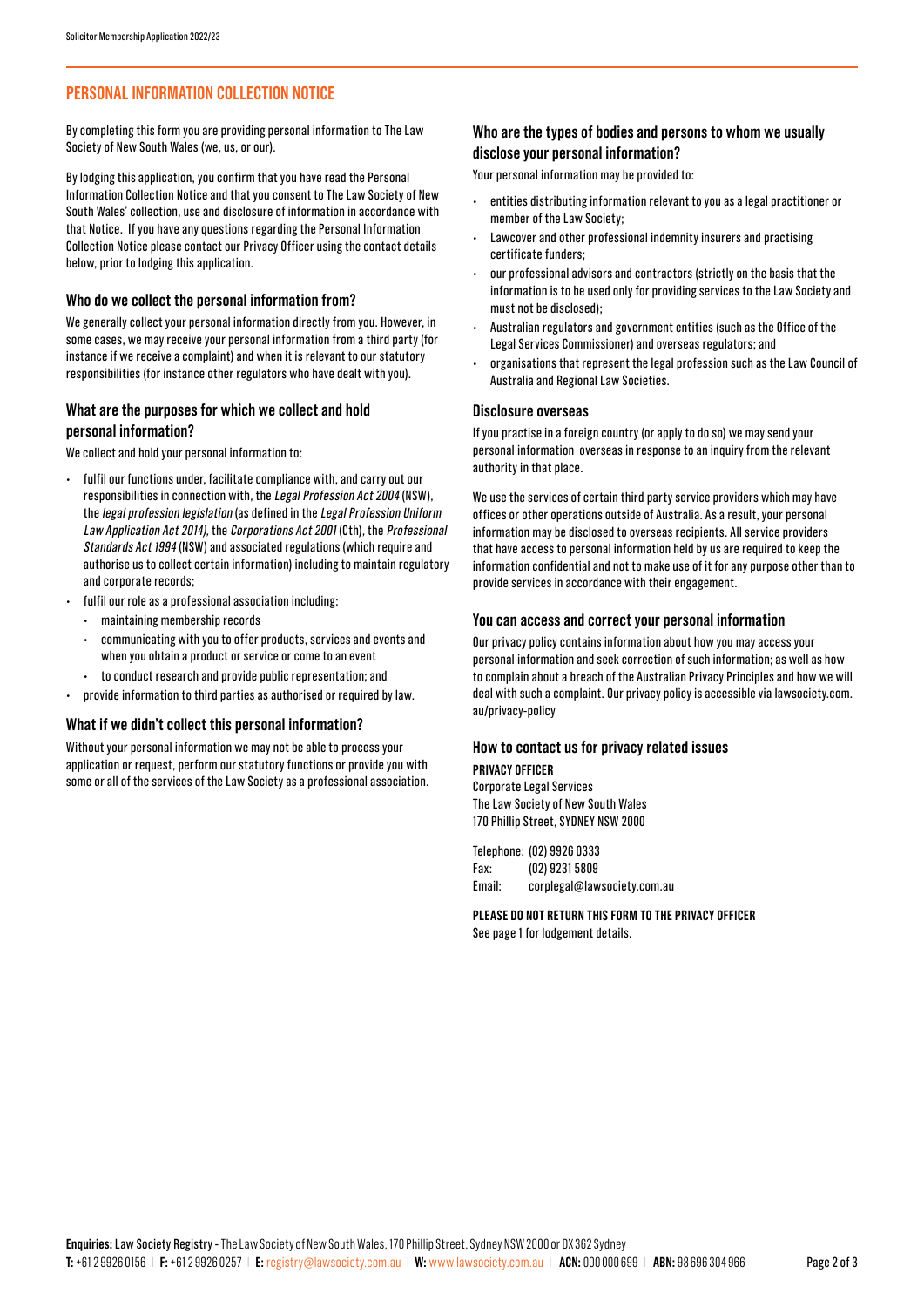## PERSONAL INFORMATION COLLECTION NOTICE

By completing this form you are providing personal information to The Law Society of New South Wales (we, us, or our).

By lodging this application, you confirm that you have read the Personal Information Collection Notice and that you consent to The Law Society of New South Wales' collection, use and disclosure of information in accordance with that Notice. If you have any questions regarding the Personal Information Collection Notice please contact our Privacy Officer using the contact details below, prior to lodging this application.

### Who do we collect the personal information from?

We generally collect your personal information directly from you. However, in some cases, we may receive your personal information from a third party (for instance if we receive a complaint) and when it is relevant to our statutory responsibilities (for instance other regulators who have dealt with you).

### What are the purposes for which we collect and hold personal information?

We collect and hold your personal information to:

- fulfil our functions under, facilitate compliance with, and carry out our responsibilities in connection with, the *Legal Profession Act 2004* (NSW), the *legal profession legislation* (as defined in the *Legal Profession Uniform Law Application Act 2014),* the *Corporations Act 2001* (Cth), the *Professional Standards Act 1994* (NSW) and associated regulations (which require and authorise us to collect certain information) including to maintain regulatory and corporate records;
- fulfil our role as a professional association including:
  - maintaining membership records
  - communicating with you to offer products, services and events and when you obtain a product or service or come to an event
  - to conduct research and provide public representation; and
- provide information to third parties as authorised or required by law.

### What if we didn't collect this personal information?

Without your personal information we may not be able to process your application or request, perform our statutory functions or provide you with some or all of the services of the Law Society as a professional association.

### Who are the types of bodies and persons to whom we usually disclose your personal information?

Your personal information may be provided to:

- entities distributing information relevant to you as a legal practitioner or member of the Law Society;
- Lawcover and other professional indemnity insurers and practising certificate funders;
- our professional advisors and contractors (strictly on the basis that the information is to be used only for providing services to the Law Society and must not be disclosed);
- Australian regulators and government entities (such as the Office of the Legal Services Commissioner) and overseas regulators; and
- organisations that represent the legal profession such as the Law Council of Australia and Regional Law Societies.

### Disclosure overseas

If you practise in a foreign country (or apply to do so) we may send your personal information overseas in response to an inquiry from the relevant authority in that place.

We use the services of certain third party service providers which may have offices or other operations outside of Australia. As a result, your personal information may be disclosed to overseas recipients. All service providers that have access to personal information held by us are required to keep the information confidential and not to make use of it for any purpose other than to provide services in accordance with their engagement.

### You can access and correct your personal information

Our privacy policy contains information about how you may access your personal information and seek correction of such information; as well as how to complain about a breach of the Australian Privacy Principles and how we will deal with such a complaint. Our privacy policy is accessible via lawsociety.com.au/privacy-policy

### How to contact us for privacy related issues

**PRIVACY OFFICER**
Corporate Legal Services
The Law Society of New South Wales
170 Phillip Street, SYDNEY NSW 2000

Telephone: (02) 9926 0333
Fax: (02) 9231 5809
Email: corplegal@lawsociety.com.au

**PLEASE DO NOT RETURN THIS FORM TO THE PRIVACY OFFICER**
See page 1 for lodgement details.

**Enquiries:** Law Society Registry - The Law Society of New South Wales, 170 Phillip Street, Sydney NSW 2000 or DX 362 Sydney
**T:** +61 2 9926 0156 | **F:** +61 2 9926 0257 | **E:** registry@lawsociety.com.au | **W:** www.lawsociety.com.au | **ACN:** 000 000 699 | **ABN:** 98 696 304 966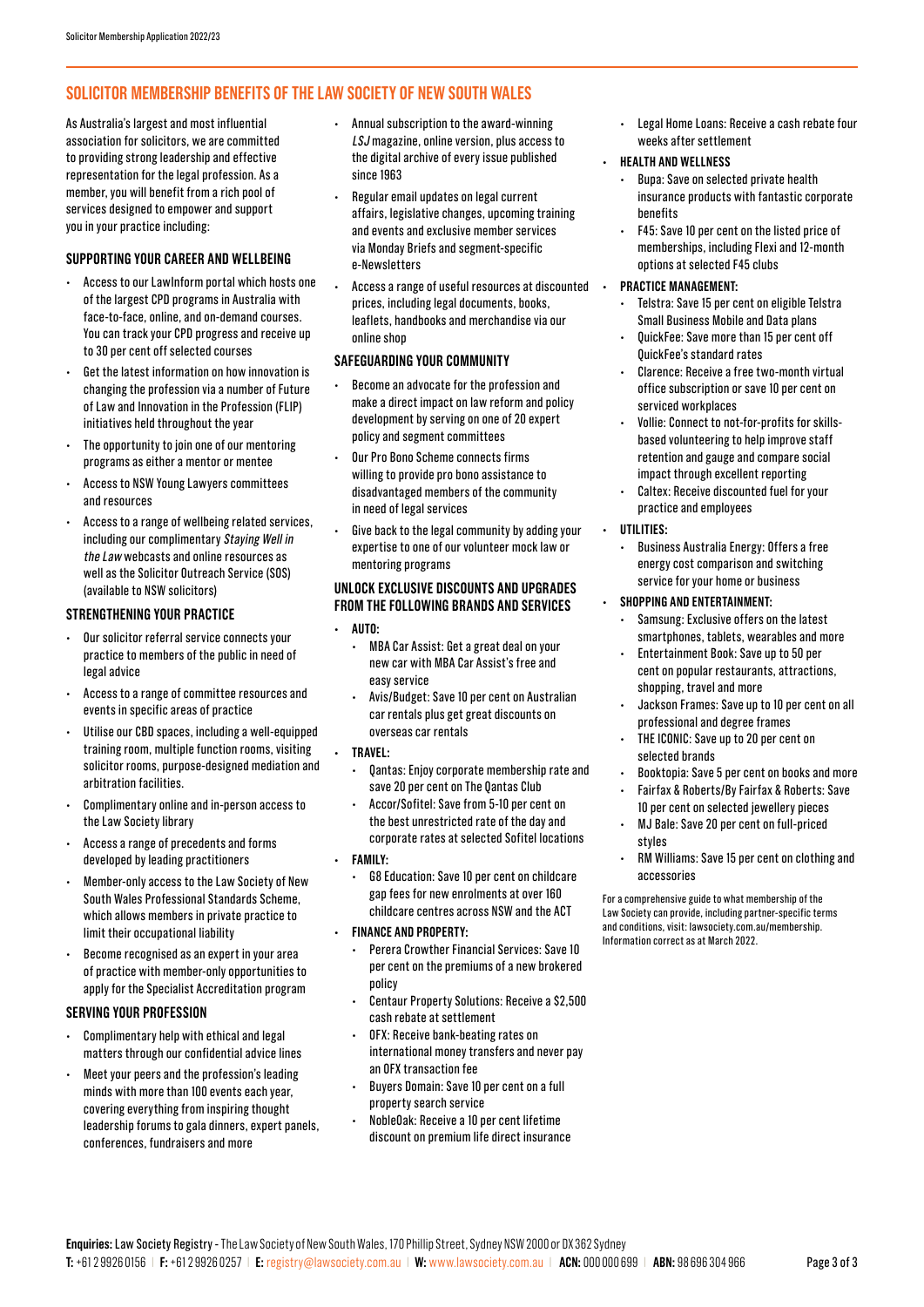## SOLICITOR MEMBERSHIP BENEFITS OF THE LAW SOCIETY OF NEW SOUTH WALES

As Australia's largest and most influential association for solicitors, we are committed to providing strong leadership and effective representation for the legal profession. As a member, you will benefit from a rich pool of services designed to empower and support you in your practice including:

### SUPPORTING YOUR CAREER AND WELLBEING

- Access to our LawInform portal which hosts one of the largest CPD programs in Australia with face-to-face, online, and on-demand courses. You can track your CPD progress and receive up to 30 per cent off selected courses
- Get the latest information on how innovation is changing the profession via a number of Future of Law and Innovation in the Profession (FLIP) initiatives held throughout the year
- The opportunity to join one of our mentoring programs as either a mentor or mentee
- Access to NSW Young Lawyers committees and resources
- Access to a range of wellbeing related services, including our complimentary *Staying Well in the Law* webcasts and online resources as well as the Solicitor Outreach Service (SOS) (available to NSW solicitors)

### STRENGTHENING YOUR PRACTICE

- Our solicitor referral service connects your practice to members of the public in need of legal advice
- Access to a range of committee resources and events in specific areas of practice
- Utilise our CBD spaces, including a well-equipped training room, multiple function rooms, visiting solicitor rooms, purpose-designed mediation and arbitration facilities.
- Complimentary online and in-person access to the Law Society library
- Access a range of precedents and forms developed by leading practitioners
- Member-only access to the Law Society of New South Wales Professional Standards Scheme, which allows members in private practice to limit their occupational liability
- Become recognised as an expert in your area of practice with member-only opportunities to apply for the Specialist Accreditation program

### SERVING YOUR PROFESSION

- Complimentary help with ethical and legal matters through our confidential advice lines
- Meet your peers and the profession's leading minds with more than 100 events each year, covering everything from inspiring thought leadership forums to gala dinners, expert panels, conferences, fundraisers and more
- Annual subscription to the award-winning *LSJ* magazine, online version, plus access to the digital archive of every issue published since 1963
- Regular email updates on legal current affairs, legislative changes, upcoming training and events and exclusive member services via Monday Briefs and segment-specific e-Newsletters
- Access a range of useful resources at discounted prices, including legal documents, books, leaflets, handbooks and merchandise via our online shop

### SAFEGUARDING YOUR COMMUNITY

- Become an advocate for the profession and make a direct impact on law reform and policy development by serving on one of 20 expert policy and segment committees
- Our Pro Bono Scheme connects firms willing to provide pro bono assistance to disadvantaged members of the community in need of legal services
- Give back to the legal community by adding your expertise to one of our volunteer mock law or mentoring programs

### UNLOCK EXCLUSIVE DISCOUNTS AND UPGRADES FROM THE FOLLOWING BRANDS AND SERVICES

- **AUTO:**
  - MBA Car Assist: Get a great deal on your new car with MBA Car Assist's free and easy service
  - Avis/Budget: Save 10 per cent on Australian car rentals plus get great discounts on overseas car rentals
- **TRAVEL:**
  - Qantas: Enjoy corporate membership rate and save 20 per cent on The Qantas Club
  - Accor/Sofitel: Save from 5-10 per cent on the best unrestricted rate of the day and corporate rates at selected Sofitel locations
- **FAMILY:**
  - G8 Education: Save 10 per cent on childcare gap fees for new enrolments at over 160 childcare centres across NSW and the ACT
- **FINANCE AND PROPERTY:**
  - Perera Crowther Financial Services: Save 10 per cent on the premiums of a new brokered policy
  - Centaur Property Solutions: Receive a $2,500 cash rebate at settlement
  - OFX: Receive bank-beating rates on international money transfers and never pay an OFX transaction fee
  - Buyers Domain: Save 10 per cent on a full property search service
  - NobleOak: Receive a 10 per cent lifetime discount on premium life direct insurance
  - Legal Home Loans: Receive a cash rebate four weeks after settlement
- **HEALTH AND WELLNESS**
  - Bupa: Save on selected private health insurance products with fantastic corporate benefits
  - F45: Save 10 per cent on the listed price of memberships, including Flexi and 12-month options at selected F45 clubs
- **PRACTICE MANAGEMENT:**
  - Telstra: Save 15 per cent on eligible Telstra Small Business Mobile and Data plans
  - QuickFee: Save more than 15 per cent off QuickFee's standard rates
  - Clarence: Receive a free two-month virtual office subscription or save 10 per cent on serviced workplaces
  - Vollie: Connect to not-for-profits for skills-based volunteering to help improve staff retention and gauge and compare social impact through excellent reporting
  - Caltex: Receive discounted fuel for your practice and employees
- **UTILITIES:**
  - Business Australia Energy: Offers a free energy cost comparison and switching service for your home or business
- **SHOPPING AND ENTERTAINMENT:**
  - Samsung: Exclusive offers on the latest smartphones, tablets, wearables and more
  - Entertainment Book: Save up to 50 per cent on popular restaurants, attractions, shopping, travel and more
  - Jackson Frames: Save up to 10 per cent on all professional and degree frames
  - THE ICONIC: Save up to 20 per cent on selected brands
  - Booktopia: Save 5 per cent on books and more
  - Fairfax & Roberts/By Fairfax & Roberts: Save 10 per cent on selected jewellery pieces
  - MJ Bale: Save 20 per cent on full-priced styles
  - RM Williams: Save 15 per cent on clothing and accessories

For a comprehensive guide to what membership of the Law Society can provide, including partner-specific terms and conditions, visit: lawsociety.com.au/membership. Information correct as at March 2022.

**Enquiries:** Law Society Registry - The Law Society of New South Wales, 170 Phillip Street, Sydney NSW 2000 or DX 362 Sydney
**T:** +61 2 9926 0156 | **F:** +61 2 9926 0257 | **E:** registry@lawsociety.com.au | **W:** www.lawsociety.com.au | **ACN:** 000 000 699 | **ABN:** 98 696 304 966